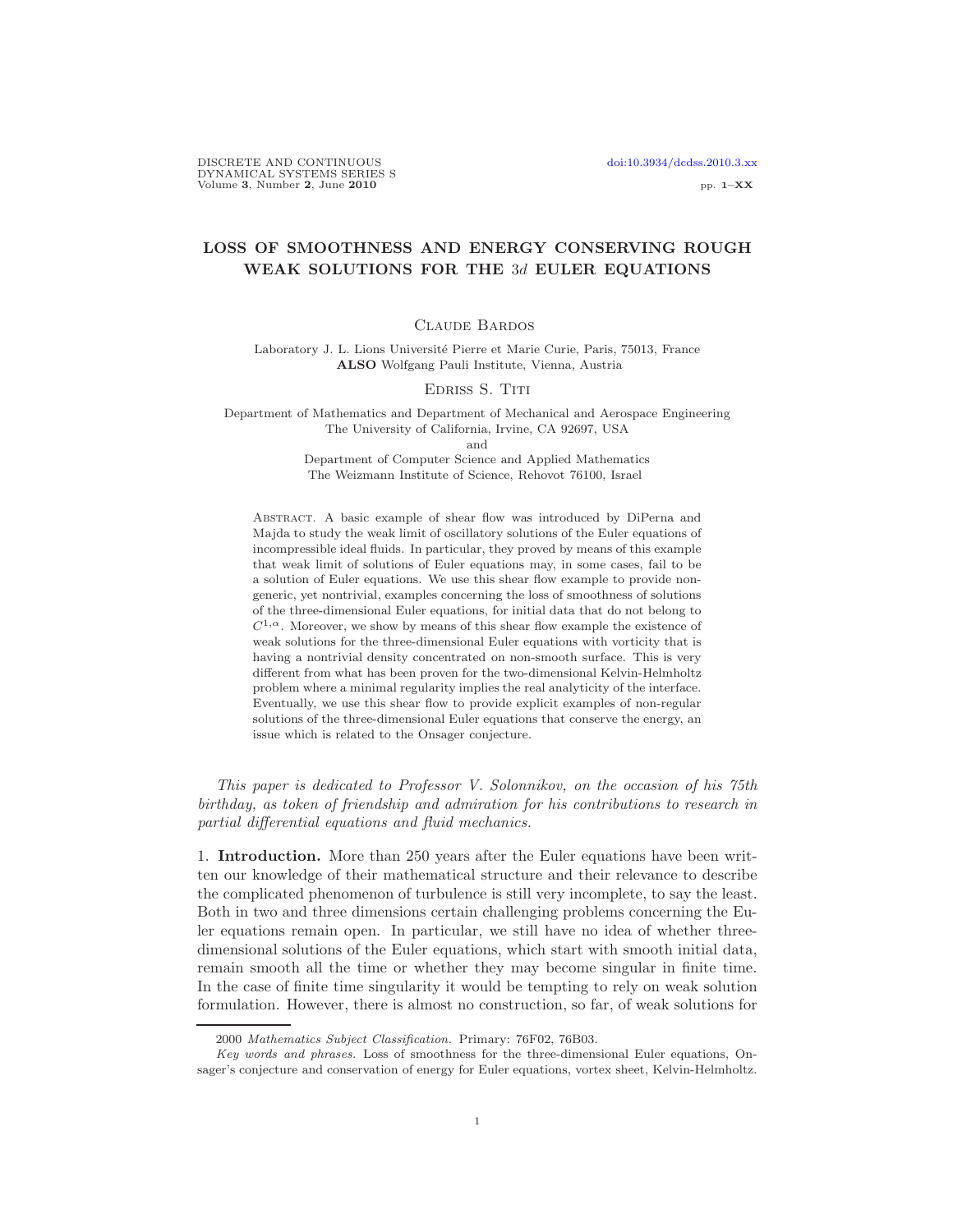# LOSS OF SMOOTHNESS AND ENERGY CONSERVING ROUGH WEAK SOLUTIONS FOR THE $3d$ EULER EQUATIONS

Claude Bardos

Laboratory J. L. Lions Université Pierre et Marie Curie, Paris, 75013, France
**ALSO** Wolfgang Pauli Institute, Vienna, Austria

Edriss S. Titi

Department of Mathematics and Department of Mechanical and Aerospace Engineering
The University of California, Irvine, CA 92697, USA
and
Department of Computer Science and Applied Mathematics
The Weizmann Institute of Science, Rehovot 76100, Israel

Abstract. A basic example of shear flow was introduced by DiPerna and Majda to study the weak limit of oscillatory solutions of the Euler equations of incompressible ideal fluids. In particular, they proved by means of this example that weak limit of solutions of Euler equations may, in some cases, fail to be a solution of Euler equations. We use this shear flow example to provide non-generic, yet nontrivial, examples concerning the loss of smoothness of solutions of the three-dimensional Euler equations, for initial data that do not belong to $C^{1,\alpha}$. Moreover, we show by means of this shear flow example the existence of weak solutions for the three-dimensional Euler equations with vorticity that is having a nontrivial density concentrated on non-smooth surface. This is very different from what has been proven for the two-dimensional Kelvin-Helmholtz problem where a minimal regularity implies the real analyticity of the interface. Eventually, we use this shear flow to provide explicit examples of non-regular solutions of the three-dimensional Euler equations that conserve the energy, an issue which is related to the Onsager conjecture.

*This paper is dedicated to Professor V. Solonnikov, on the occasion of his 75th birthday, as token of friendship and admiration for his contributions to research in partial differential equations and fluid mechanics.*

1. **Introduction.** More than 250 years after the Euler equations have been written our knowledge of their mathematical structure and their relevance to describe the complicated phenomenon of turbulence is still very incomplete, to say the least. Both in two and three dimensions certain challenging problems concerning the Euler equations remain open. In particular, we still have no idea of whether three-dimensional solutions of the Euler equations, which start with smooth initial data, remain smooth all the time or whether they may become singular in finite time. In the case of finite time singularity it would be tempting to rely on weak solution formulation. However, there is almost no construction, so far, of weak solutions for

2000 *Mathematics Subject Classification.* Primary: 76F02, 76B03.

*Key words and phrases.* Loss of smoothness for the three-dimensional Euler equations, Onsager's conjecture and conservation of energy for Euler equations, vortex sheet, Kelvin-Helmholtz.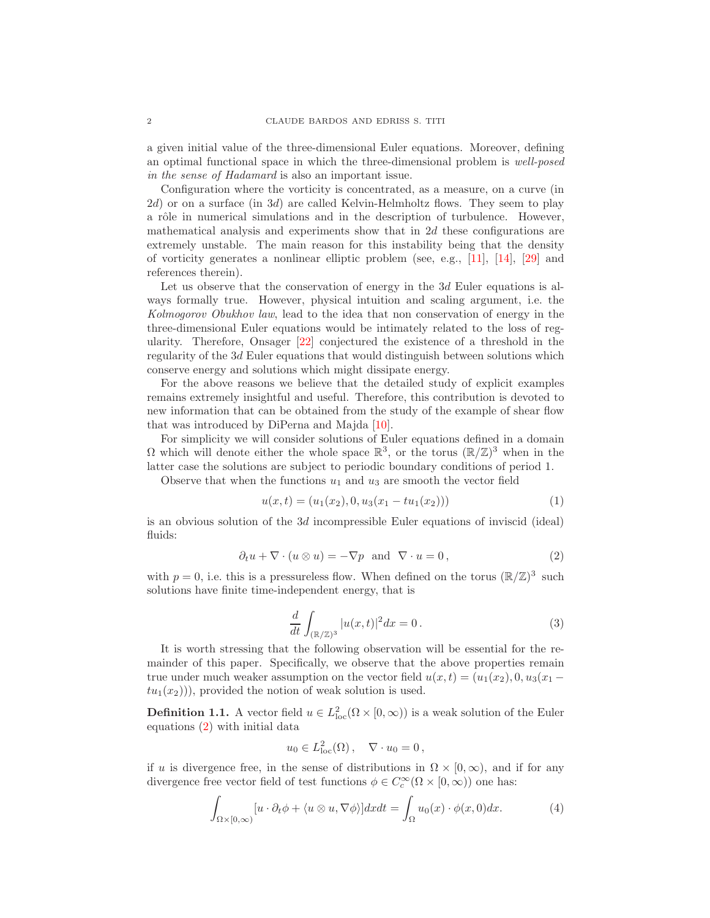a given initial value of the three-dimensional Euler equations. Moreover, defining an optimal functional space in which the three-dimensional problem is *well-posed in the sense of Hadamard* is also an important issue.

Configuration where the vorticity is concentrated, as a measure, on a curve (in $2d$) or on a surface (in $3d$) are called Kelvin-Helmholtz flows. They seem to play a rôle in numerical simulations and in the description of turbulence. However, mathematical analysis and experiments show that in $2d$ these configurations are extremely unstable. The main reason for this instability being that the density of vorticity generates a nonlinear elliptic problem (see, e.g., [11], [14], [29] and references therein).

Let us observe that the conservation of energy in the $3d$ Euler equations is always formally true. However, physical intuition and scaling argument, i.e. the *Kolmogorov Obukhov law*, lead to the idea that non conservation of energy in the three-dimensional Euler equations would be intimately related to the loss of regularity. Therefore, Onsager [22] conjectured the existence of a threshold in the regularity of the $3d$ Euler equations that would distinguish between solutions which conserve energy and solutions which might dissipate energy.

For the above reasons we believe that the detailed study of explicit examples remains extremely insightful and useful. Therefore, this contribution is devoted to new information that can be obtained from the study of the example of shear flow that was introduced by DiPerna and Majda [10].

For simplicity we will consider solutions of Euler equations defined in a domain $\Omega$ which will denote either the whole space $\mathbb{R}^3$, or the torus $(\mathbb{R}/\mathbb{Z})^3$ when in the latter case the solutions are subject to periodic boundary conditions of period 1.

Observe that when the functions $u_1$ and $u_3$ are smooth the vector field

$$u(x,t) = (u_1(x_2), 0, u_3(x_1 - tu_1(x_2))) \tag{1}$$

is an obvious solution of the $3d$ incompressible Euler equations of inviscid (ideal) fluids:

$$\partial_t u + \nabla \cdot (u \otimes u) = -\nabla p \quad \text{and} \quad \nabla \cdot u = 0\,, \tag{2}$$

with $p = 0$, i.e. this is a pressureless flow. When defined on the torus $(\mathbb{R}/\mathbb{Z})^3$ such solutions have finite time-independent energy, that is

$$\frac{d}{dt}\int_{(\mathbb{R}/\mathbb{Z})^3} |u(x,t)|^2 dx = 0\,. \tag{3}$$

It is worth stressing that the following observation will be essential for the remainder of this paper. Specifically, we observe that the above properties remain true under much weaker assumption on the vector field $u(x,t) = (u_1(x_2), 0, u_3(x_1 - tu_1(x_2)))$, provided the notion of weak solution is used.

**Definition 1.1.** A vector field $u \in L^2_{\mathrm{loc}}(\Omega \times [0,\infty))$ is a weak solution of the Euler equations (2) with initial data

$$u_0 \in L^2_{\mathrm{loc}}(\Omega)\,, \quad \nabla \cdot u_0 = 0\,,$$

if $u$ is divergence free, in the sense of distributions in $\Omega \times [0,\infty)$, and if for any divergence free vector field of test functions $\phi \in C^\infty_c(\Omega \times [0,\infty))$ one has:

$$\int_{\Omega \times [0,\infty)} [u \cdot \partial_t \phi + \langle u \otimes u, \nabla \phi \rangle] dx dt = \int_\Omega u_0(x) \cdot \phi(x,0) dx. \tag{4}$$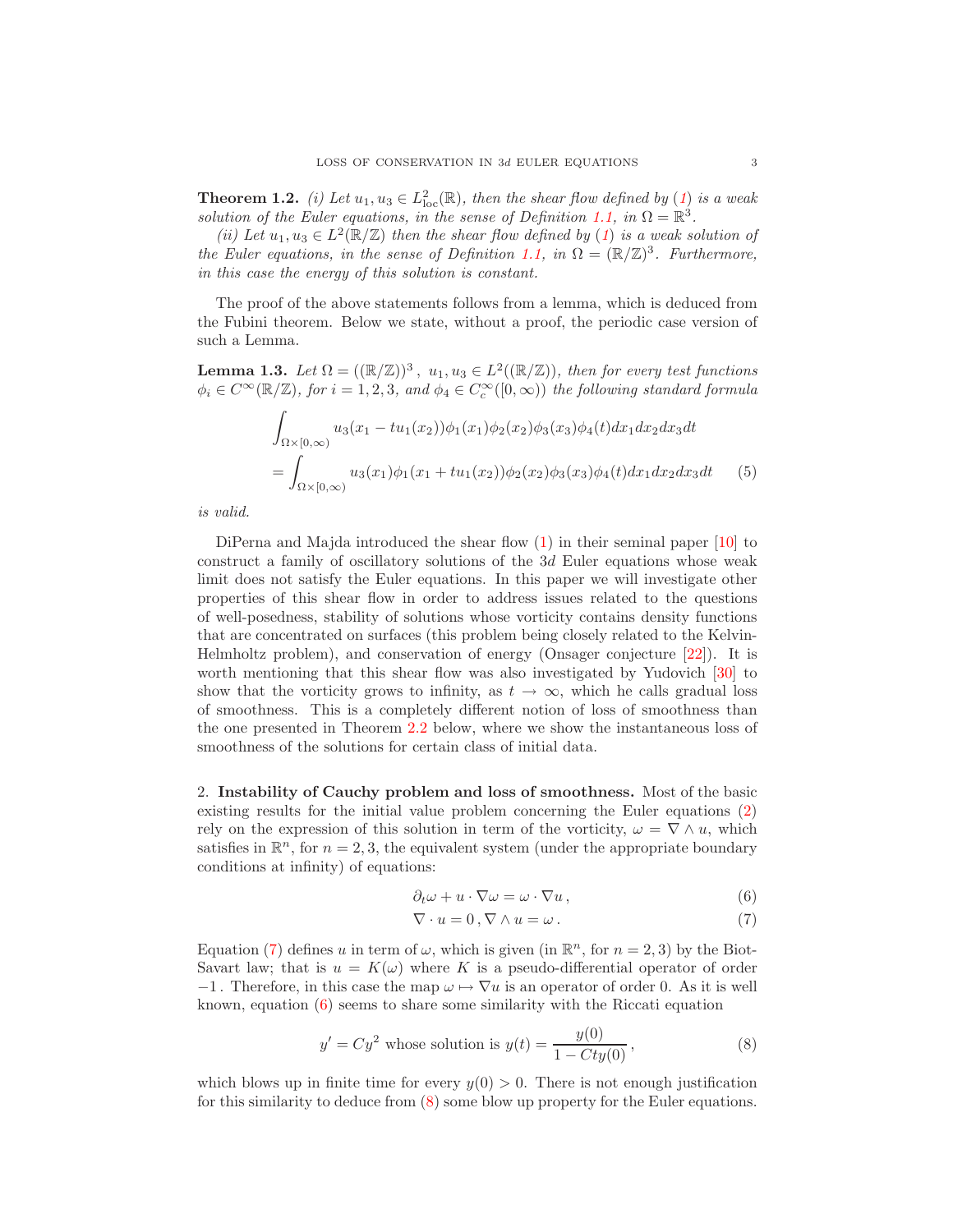**Theorem 1.2.** *(i) Let $u_1, u_3 \in L^2_{\text{loc}}(\mathbb{R})$, then the shear flow defined by (1) is a weak solution of the Euler equations, in the sense of Definition 1.1, in $\Omega = \mathbb{R}^3$.*

*(ii) Let $u_1, u_3 \in L^2(\mathbb{R}/\mathbb{Z})$ then the shear flow defined by (1) is a weak solution of the Euler equations, in the sense of Definition 1.1, in $\Omega = (\mathbb{R}/\mathbb{Z})^3$. Furthermore, in this case the energy of this solution is constant.*

The proof of the above statements follows from a lemma, which is deduced from the Fubini theorem. Below we state, without a proof, the periodic case version of such a Lemma.

**Lemma 1.3.** *Let $\Omega = ((\mathbb{R}/\mathbb{Z}))^3$, $u_1, u_3 \in L^2((\mathbb{R}/\mathbb{Z}))$, then for every test functions $\phi_i \in C^\infty(\mathbb{R}/\mathbb{Z})$, for $i = 1, 2, 3$, and $\phi_4 \in C^\infty_c([0, \infty))$ the following standard formula*

$$
\begin{aligned}
&\int_{\Omega\times[0,\infty)} u_3(x_1 - tu_1(x_2))\phi_1(x_1)\phi_2(x_2)\phi_3(x_3)\phi_4(t)dx_1dx_2dx_3dt \\
&= \int_{\Omega\times[0,\infty)} u_3(x_1)\phi_1(x_1 + tu_1(x_2))\phi_2(x_2)\phi_3(x_3)\phi_4(t)dx_1dx_2dx_3dt \qquad (5)
\end{aligned}
$$

*is valid.*

DiPerna and Majda introduced the shear flow (1) in their seminal paper [10] to construct a family of oscillatory solutions of the $3d$ Euler equations whose weak limit does not satisfy the Euler equations. In this paper we will investigate other properties of this shear flow in order to address issues related to the questions of well-posedness, stability of solutions whose vorticity contains density functions that are concentrated on surfaces (this problem being closely related to the Kelvin-Helmholtz problem), and conservation of energy (Onsager conjecture [22]). It is worth mentioning that this shear flow was also investigated by Yudovich [30] to show that the vorticity grows to infinity, as $t \to \infty$, which he calls gradual loss of smoothness. This is a completely different notion of loss of smoothness than the one presented in Theorem 2.2 below, where we show the instantaneous loss of smoothness of the solutions for certain class of initial data.

## 2. Instability of Cauchy problem and loss of smoothness.

Most of the basic existing results for the initial value problem concerning the Euler equations (2) rely on the expression of this solution in term of the vorticity, $\omega = \nabla \wedge u$, which satisfies in $\mathbb{R}^n$, for $n = 2, 3$, the equivalent system (under the appropriate boundary conditions at infinity) of equations:

$$
\partial_t \omega + u \cdot \nabla \omega = \omega \cdot \nabla u \,, \qquad (6)
$$

$$
\nabla \cdot u = 0 \,, \nabla \wedge u = \omega \,. \qquad (7)
$$

Equation (7) defines $u$ in term of $\omega$, which is given (in $\mathbb{R}^n$, for $n = 2, 3$) by the Biot-Savart law; that is $u = K(\omega)$ where $K$ is a pseudo-differential operator of order $-1$. Therefore, in this case the map $\omega \mapsto \nabla u$ is an operator of order 0. As it is well known, equation (6) seems to share some similarity with the Riccati equation

$$
y' = Cy^2 \text{ whose solution is } y(t) = \frac{y(0)}{1 - Cty(0)} \,, \qquad (8)
$$

which blows up in finite time for every $y(0) > 0$. There is not enough justification for this similarity to deduce from (8) some blow up property for the Euler equations.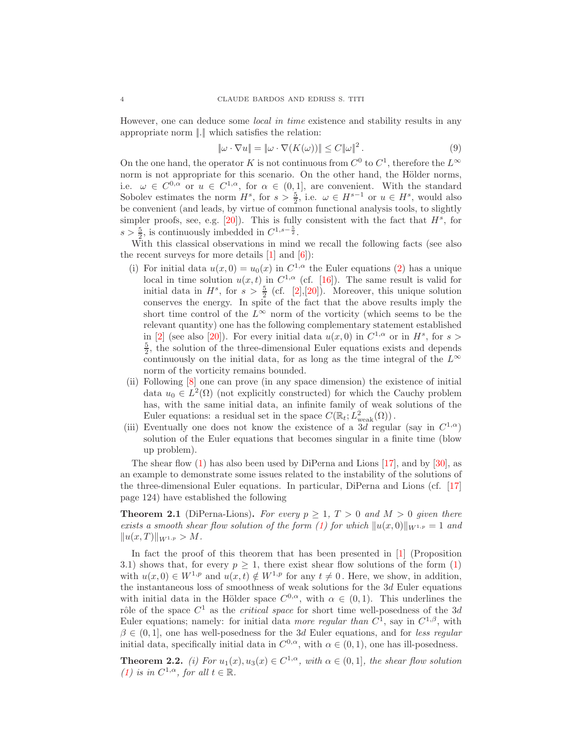However, one can deduce some *local in time* existence and stability results in any appropriate norm $\|.\|$ which satisfies the relation:

$$\|\omega \cdot \nabla u\| = \|\omega \cdot \nabla(K(\omega))\| \leq C\|\omega\|^2 \,. \tag{9}$$

On the one hand, the operator $K$ is not continuous from $C^0$ to $C^1$, therefore the $L^\infty$ norm is not appropriate for this scenario. On the other hand, the Hölder norms, i.e. $\omega \in C^{0,\alpha}$ or $u \in C^{1,\alpha}$, for $\alpha \in (0,1]$, are convenient. With the standard Sobolev estimates the norm $H^s$, for $s > \frac{5}{2}$, i.e. $\omega \in H^{s-1}$ or $u \in H^s$, would also be convenient (and leads, by virtue of common functional analysis tools, to slightly simpler proofs, see, e.g. [20]). This is fully consistent with the fact that $H^s$, for $s > \frac{5}{2}$, is continuously imbedded in $C^{1,s-\frac{5}{2}}$.

With this classical observations in mind we recall the following facts (see also the recent surveys for more details [1] and [6]):

(i) For initial data $u(x,0) = u_0(x)$ in $C^{1,\alpha}$ the Euler equations (2) has a unique local in time solution $u(x,t)$ in $C^{1,\alpha}$ (cf. [16]). The same result is valid for initial data in $H^s$, for $s > \frac{5}{2}$ (cf. [2],[20]). Moreover, this unique solution conserves the energy. In spite of the fact that the above results imply the short time control of the $L^\infty$ norm of the vorticity (which seems to be the relevant quantity) one has the following complementary statement established in [2] (see also [20]). For every initial data $u(x,0)$ in $C^{1,\alpha}$ or in $H^s$, for $s > \frac{5}{2}$, the solution of the three-dimensional Euler equations exists and depends continuously on the initial data, for as long as the time integral of the $L^\infty$ norm of the vorticity remains bounded.

(ii) Following [8] one can prove (in any space dimension) the existence of initial data $u_0 \in L^2(\Omega)$ (not explicitly constructed) for which the Cauchy problem has, with the same initial data, an infinite family of weak solutions of the Euler equations: a residual set in the space $C(\mathbb{R}_t; L^2_{\text{weak}}(\Omega))$.

(iii) Eventually one does not know the existence of a $3d$ regular (say in $C^{1,\alpha}$) solution of the Euler equations that becomes singular in a finite time (blow up problem).

The shear flow (1) has also been used by DiPerna and Lions [17], and by [30], as an example to demonstrate some issues related to the instability of the solutions of the three-dimensional Euler equations. In particular, DiPerna and Lions (cf. [17] page 124) have established the following

**Theorem 2.1** (DiPerna-Lions)**.** *For every $p \geq 1$, $T > 0$ and $M > 0$ given there exists a smooth shear flow solution of the form (1) for which $\|u(x,0)\|_{W^{1,p}} = 1$ and $\|u(x,T)\|_{W^{1,p}} > M$.*

In fact the proof of this theorem that has been presented in [1] (Proposition 3.1) shows that, for every $p \geq 1$, there exist shear flow solutions of the form (1) with $u(x,0) \in W^{1,p}$ and $u(x,t) \notin W^{1,p}$ for any $t \neq 0$. Here, we show, in addition, the instantaneous loss of smoothness of weak solutions for the $3d$ Euler equations with initial data in the Hölder space $C^{0,\alpha}$, with $\alpha \in (0,1)$. This underlines the rôle of the space $C^1$ as the *critical space* for short time well-posedness of the $3d$ Euler equations; namely: for initial data *more regular than* $C^1$, say in $C^{1,\beta}$, with $\beta \in (0,1]$, one has well-posedness for the $3d$ Euler equations, and for *less regular* initial data, specifically initial data in $C^{0,\alpha}$, with $\alpha \in (0,1)$, one has ill-posedness.

**Theorem 2.2.** *(i) For $u_1(x), u_3(x) \in C^{1,\alpha}$, with $\alpha \in (0,1]$, the shear flow solution (1) is in $C^{1,\alpha}$, for all $t \in \mathbb{R}$.*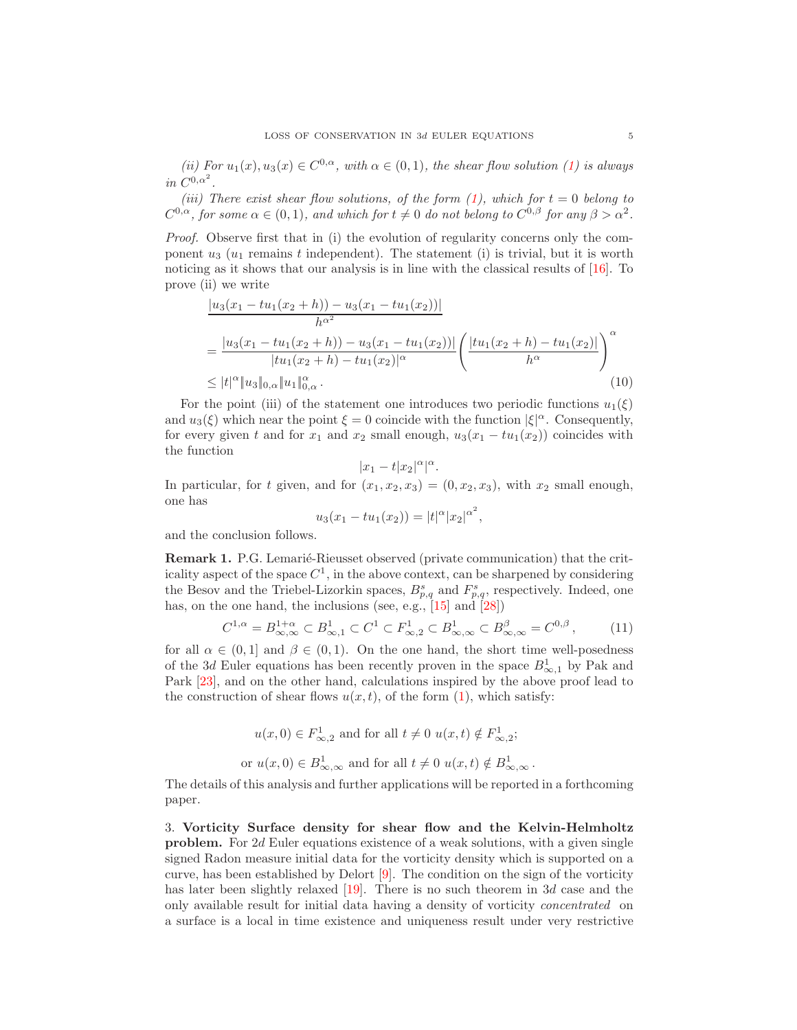*(ii) For $u_1(x), u_3(x) \in C^{0,\alpha}$, with $\alpha \in (0,1)$, the shear flow solution (1) is always in $C^{0,\alpha^2}$.*

*(iii) There exist shear flow solutions, of the form (1), which for $t = 0$ belong to $C^{0,\alpha}$, for some $\alpha \in (0,1)$, and which for $t \neq 0$ do not belong to $C^{0,\beta}$ for any $\beta > \alpha^2$.*

*Proof.* Observe first that in (i) the evolution of regularity concerns only the component $u_3$ ($u_1$ remains $t$ independent). The statement (i) is trivial, but it is worth noticing as it shows that our analysis is in line with the classical results of [16]. To prove (ii) we write

$$
\begin{aligned}
&\frac{|u_3(x_1 - tu_1(x_2+h)) - u_3(x_1 - tu_1(x_2))|}{h^{\alpha^2}} \\
&= \frac{|u_3(x_1 - tu_1(x_2+h)) - u_3(x_1 - tu_1(x_2))|}{|tu_1(x_2+h) - tu_1(x_2)|^{\alpha}} \left( \frac{|tu_1(x_2+h) - tu_1(x_2)|}{h^{\alpha}} \right)^{\alpha} \\
&\leq |t|^{\alpha} \|u_3\|_{0,\alpha} \|u_1\|_{0,\alpha}^{\alpha} . \qquad (10)
\end{aligned}
$$

For the point (iii) of the statement one introduces two periodic functions $u_1(\xi)$ and $u_3(\xi)$ which near the point $\xi = 0$ coincide with the function $|\xi|^{\alpha}$. Consequently, for every given $t$ and for $x_1$ and $x_2$ small enough, $u_3(x_1 - tu_1(x_2))$ coincides with the function

$$|x_1 - t|x_2|^{\alpha}|^{\alpha}.$$

In particular, for $t$ given, and for $(x_1, x_2, x_3) = (0, x_2, x_3)$, with $x_2$ small enough, one has

$$u_3(x_1 - tu_1(x_2)) = |t|^{\alpha}|x_2|^{\alpha^2},$$

and the conclusion follows.

**Remark 1.** P.G. Lemarié-Rieusset observed (private communication) that the criticality aspect of the space $C^1$, in the above context, can be sharpened by considering the Besov and the Triebel-Lizorkin spaces, $B^s_{p,q}$ and $F^s_{p,q}$, respectively. Indeed, one has, on the one hand, the inclusions (see, e.g., [15] and [28])

$$C^{1,\alpha} = B^{1+\alpha}_{\infty,\infty} \subset B^1_{\infty,1} \subset C^1 \subset F^1_{\infty,2} \subset B^1_{\infty,\infty} \subset B^{\beta}_{\infty,\infty} = C^{0,\beta}, \qquad (11)$$

for all $\alpha \in (0,1]$ and $\beta \in (0,1)$. On the one hand, the short time well-posedness of the $3d$ Euler equations has been recently proven in the space $B^1_{\infty,1}$ by Pak and Park [23], and on the other hand, calculations inspired by the above proof lead to the construction of shear flows $u(x,t)$, of the form (1), which satisfy:

$$u(x,0) \in F^1_{\infty,2} \text{ and for all } t \neq 0 \ u(x,t) \notin F^1_{\infty,2};$$

$$\text{or } u(x,0) \in B^1_{\infty,\infty} \text{ and for all } t \neq 0 \ u(x,t) \notin B^1_{\infty,\infty}.$$

The details of this analysis and further applications will be reported in a forthcoming paper.

3. **Vorticity Surface density for shear flow and the Kelvin-Helmholtz problem.** For $2d$ Euler equations existence of a weak solutions, with a given single signed Radon measure initial data for the vorticity density which is supported on a curve, has been established by Delort [9]. The condition on the sign of the vorticity has later been slightly relaxed [19]. There is no such theorem in $3d$ case and the only available result for initial data having a density of vorticity *concentrated* on a surface is a local in time existence and uniqueness result under very restrictive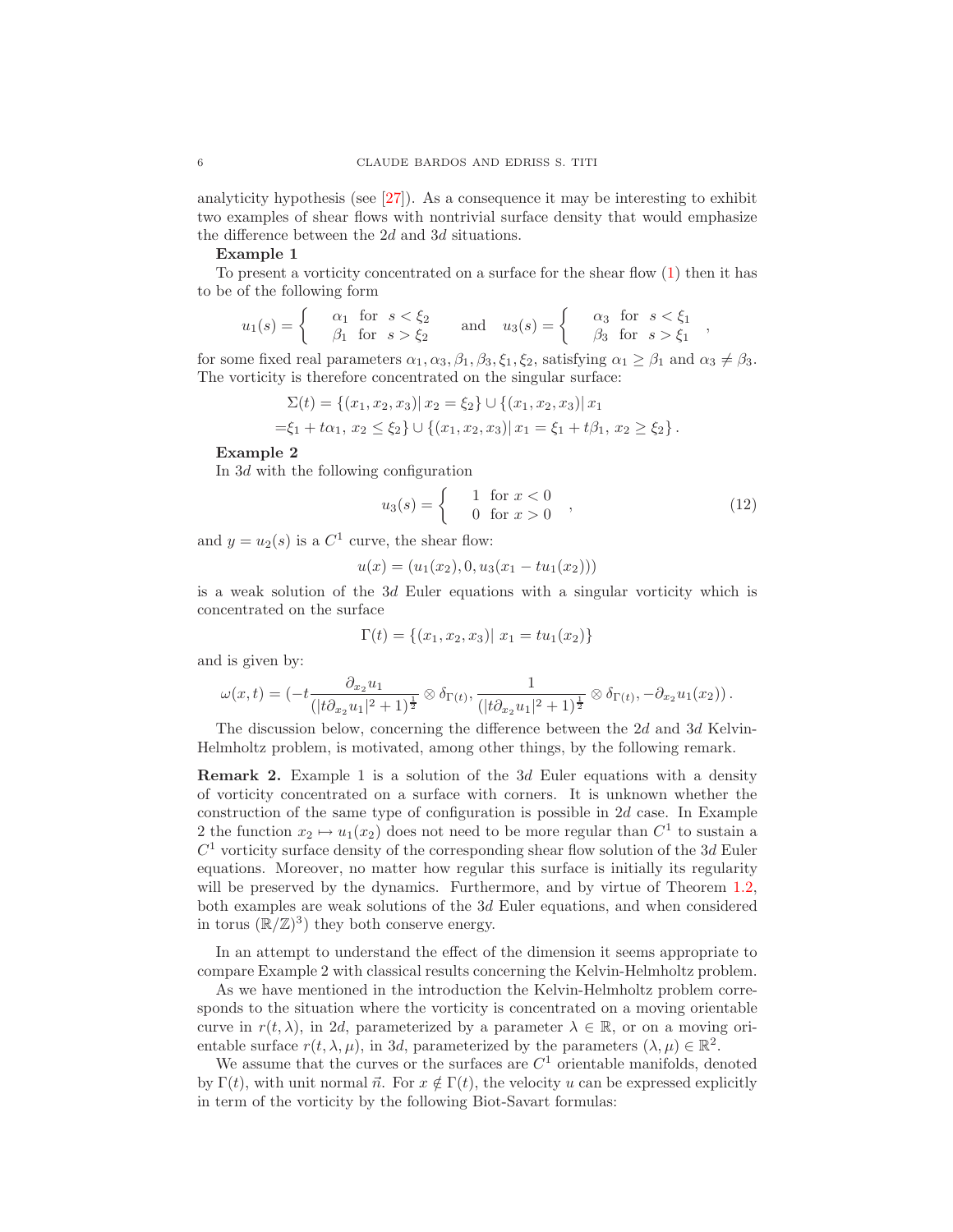analyticity hypothesis (see [27]). As a consequence it may be interesting to exhibit two examples of shear flows with nontrivial surface density that would emphasize the difference between the $2d$ and $3d$ situations.

**Example 1**

To present a vorticity concentrated on a surface for the shear flow (1) then it has to be of the following form

$$u_1(s) = \begin{cases} \alpha_1 & \text{for } \; s < \xi_2 \\ \beta_1 & \text{for } \; s > \xi_2 \end{cases} \quad \text{and} \quad u_3(s) = \begin{cases} \alpha_3 & \text{for } \; s < \xi_1 \\ \beta_3 & \text{for } \; s > \xi_1 \end{cases} ,$$

for some fixed real parameters $\alpha_1, \alpha_3, \beta_1, \beta_3, \xi_1, \xi_2$, satisfying $\alpha_1 \geq \beta_1$ and $\alpha_3 \neq \beta_3$. The vorticity is therefore concentrated on the singular surface:

$$\begin{aligned}\Sigma(t) = &\{(x_1, x_2, x_3) | \, x_2 = \xi_2\} \cup \{(x_1, x_2, x_3) | \, x_1 \\ =&\xi_1 + t\alpha_1, \, x_2 \leq \xi_2\} \cup \{(x_1, x_2, x_3) | \, x_1 = \xi_1 + t\beta_1, \, x_2 \geq \xi_2\} .\end{aligned}$$

**Example 2**

In $3d$ with the following configuration

$$u_3(s) = \begin{cases} 1 & \text{for } \; x < 0 \\ 0 & \text{for } \; x > 0 \end{cases} , \tag{12}$$

and $y = u_2(s)$ is a $C^1$ curve, the shear flow:

$$u(x) = (u_1(x_2), 0, u_3(x_1 - tu_1(x_2)))$$

is a weak solution of the $3d$ Euler equations with a singular vorticity which is concentrated on the surface

$$\Gamma(t) = \{(x_1, x_2, x_3) | \; x_1 = tu_1(x_2)\}$$

and is given by:

$$\omega(x,t) = (-t \frac{\partial_{x_2} u_1}{(|t\partial_{x_2} u_1|^2 + 1)^{\frac{1}{2}}} \otimes \delta_{\Gamma(t)}, \frac{1}{(|t\partial_{x_2} u_1|^2 + 1)^{\frac{1}{2}}} \otimes \delta_{\Gamma(t)}, -\partial_{x_2} u_1(x_2)) .$$

The discussion below, concerning the difference between the $2d$ and $3d$ Kelvin-Helmholtz problem, is motivated, among other things, by the following remark.

**Remark 2.** Example 1 is a solution of the $3d$ Euler equations with a density of vorticity concentrated on a surface with corners. It is unknown whether the construction of the same type of configuration is possible in $2d$ case. In Example 2 the function $x_2 \mapsto u_1(x_2)$ does not need to be more regular than $C^1$ to sustain a $C^1$ vorticity surface density of the corresponding shear flow solution of the $3d$ Euler equations. Moreover, no matter how regular this surface is initially its regularity will be preserved by the dynamics. Furthermore, and by virtue of Theorem 1.2, both examples are weak solutions of the $3d$ Euler equations, and when considered in torus $(\mathbb{R}/\mathbb{Z})^3$) they both conserve energy.

In an attempt to understand the effect of the dimension it seems appropriate to compare Example 2 with classical results concerning the Kelvin-Helmholtz problem.

As we have mentioned in the introduction the Kelvin-Helmholtz problem corresponds to the situation where the vorticity is concentrated on a moving orientable curve in $r(t, \lambda)$, in $2d$, parameterized by a parameter $\lambda \in \mathbb{R}$, or on a moving orientable surface $r(t, \lambda, \mu)$, in $3d$, parameterized by the parameters $(\lambda, \mu) \in \mathbb{R}^2$.

We assume that the curves or the surfaces are $C^1$ orientable manifolds, denoted by $\Gamma(t)$, with unit normal $\vec{n}$. For $x \notin \Gamma(t)$, the velocity $u$ can be expressed explicitly in term of the vorticity by the following Biot-Savart formulas: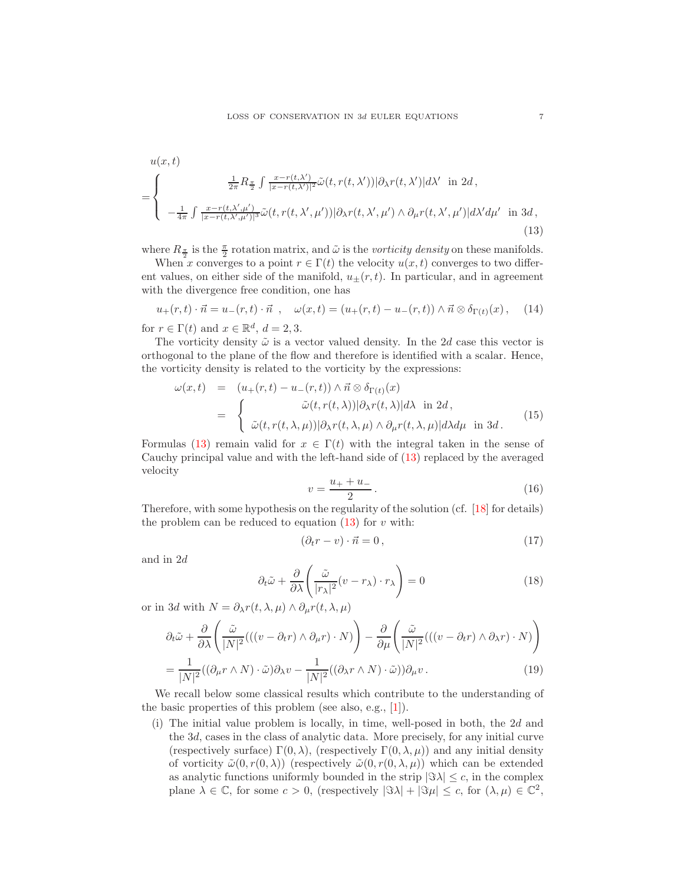$$
u(x,t) = \begin{cases} \frac{1}{2\pi} R_{\frac{\pi}{2}} \int \frac{x - r(t,\lambda')}{|x - r(t,\lambda')|^2} \tilde{\omega}(t, r(t,\lambda')) |\partial_\lambda r(t,\lambda')| d\lambda' \ \text{ in } 2d\,, \\ -\frac{1}{4\pi} \int \frac{x - r(t,\lambda',\mu')}{|x - r(t,\lambda',\mu')|^3} \tilde{\omega}(t, r(t,\lambda',\mu')) |\partial_\lambda r(t,\lambda',\mu') \wedge \partial_\mu r(t,\lambda',\mu')| d\lambda' d\mu' \ \text{ in } 3d\,, \end{cases} \tag{13}
$$

where $R_{\frac{\pi}{2}}$ is the $\frac{\pi}{2}$ rotation matrix, and $\tilde{\omega}$ is the *vorticity density* on these manifolds.

When $x$ converges to a point $r \in \Gamma(t)$ the velocity $u(x,t)$ converges to two different values, on either side of the manifold, $u_\pm(r,t)$. In particular, and in agreement with the divergence free condition, one has

$$
u_+(r,t) \cdot \vec{n} = u_-(r,t) \cdot \vec{n} \ \ , \quad \omega(x,t) = (u_+(r,t) - u_-(r,t)) \wedge \vec{n} \otimes \delta_{\Gamma(t)}(x)\,, \tag{14}
$$

for $r \in \Gamma(t)$ and $x \in \mathbb{R}^d$, $d = 2, 3$.

The vorticity density $\tilde{\omega}$ is a vector valued density. In the $2d$ case this vector is orthogonal to the plane of the flow and therefore is identified with a scalar. Hence, the vorticity density is related to the vorticity by the expressions:

$$
\begin{aligned}
\omega(x,t) &= (u_+(r,t) - u_-(r,t)) \wedge \vec{n} \otimes \delta_{\Gamma(t)}(x) \\
&= \begin{cases} \tilde{\omega}(t, r(t,\lambda)) |\partial_\lambda r(t,\lambda)| d\lambda \ \text{ in } 2d\,, \\ \tilde{\omega}(t, r(t,\lambda,\mu)) |\partial_\lambda r(t,\lambda,\mu) \wedge \partial_\mu r(t,\lambda,\mu)| d\lambda d\mu \ \text{ in } 3d\,. \end{cases}
\end{aligned} \tag{15}
$$

Formulas (13) remain valid for $x \in \Gamma(t)$ with the integral taken in the sense of Cauchy principal value and with the left-hand side of (13) replaced by the averaged velocity

$$
v = \frac{u_+ + u_-}{2}\,. \tag{16}
$$

Therefore, with some hypothesis on the regularity of the solution (cf. [18] for details) the problem can be reduced to equation (13) for $v$ with:

$$
(\partial_t r - v) \cdot \vec{n} = 0\,, \tag{17}
$$

and in $2d$

$$
\partial_t \tilde{\omega} + \frac{\partial}{\partial \lambda} \left( \frac{\tilde{\omega}}{|r_\lambda|^2} (v - r_\lambda) \cdot r_\lambda \right) = 0 \tag{18}
$$

or in $3d$ with $N = \partial_\lambda r(t,\lambda,\mu) \wedge \partial_\mu r(t,\lambda,\mu)$

$$
\begin{aligned}
&\partial_t \tilde{\omega} + \frac{\partial}{\partial \lambda} \left( \frac{\tilde{\omega}}{|N|^2} (((v - \partial_t r) \wedge \partial_\mu r) \cdot N) \right) - \frac{\partial}{\partial \mu} \left( \frac{\tilde{\omega}}{|N|^2} (((v - \partial_t r) \wedge \partial_\lambda r) \cdot N) \right) \\
&= \frac{1}{|N|^2} ((\partial_\mu r \wedge N) \cdot \tilde{\omega}) \partial_\lambda v - \frac{1}{|N|^2} ((\partial_\lambda r \wedge N) \cdot \tilde{\omega})) \partial_\mu v\,.
\end{aligned} \tag{19}
$$

We recall below some classical results which contribute to the understanding of the basic properties of this problem (see also, e.g., [1]).

(i) The initial value problem is locally, in time, well-posed in both, the $2d$ and the $3d$, cases in the class of analytic data. More precisely, for any initial curve (respectively surface) $\Gamma(0,\lambda)$, (respectively $\Gamma(0,\lambda,\mu)$) and any initial density of vorticity $\tilde{\omega}(0, r(0,\lambda))$ (respectively $\tilde{\omega}(0, r(0,\lambda,\mu))$ which can be extended as analytic functions uniformly bounded in the strip $|\Im \lambda| \le c$, in the complex plane $\lambda \in \mathbb{C}$, for some $c > 0$, (respectively $|\Im \lambda| + |\Im \mu| \le c$, for $(\lambda,\mu) \in \mathbb{C}^2$,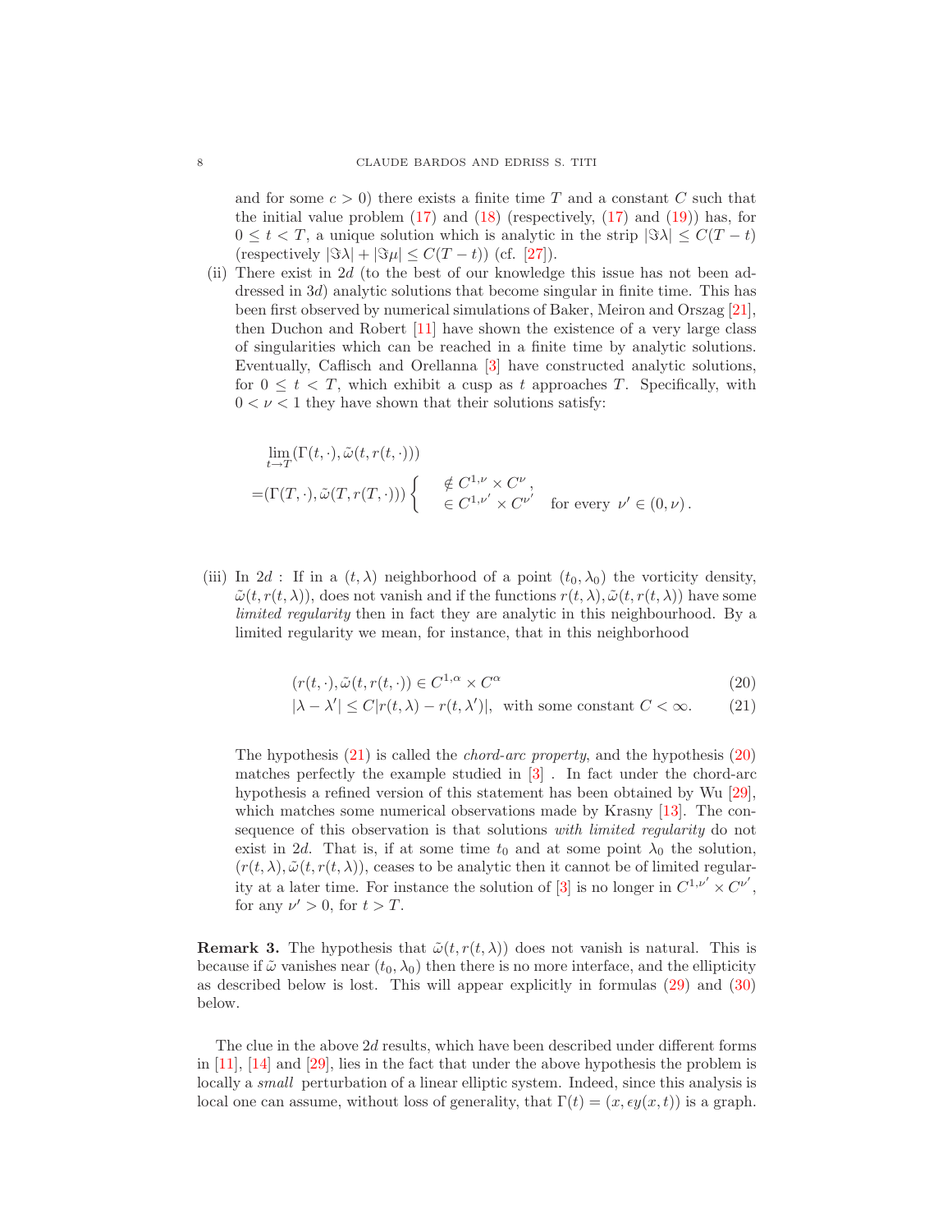and for some $c > 0$) there exists a finite time $T$ and a constant $C$ such that the initial value problem (17) and (18) (respectively, (17) and (19)) has, for $0 \le t < T$, a unique solution which is analytic in the strip $|\Im\lambda| \le C(T-t)$ (respectively $|\Im\lambda| + |\Im\mu| \le C(T-t)$) (cf. [27]).

(ii) There exist in $2d$ (to the best of our knowledge this issue has not been addressed in $3d$) analytic solutions that become singular in finite time. This has been first observed by numerical simulations of Baker, Meiron and Orszag [21], then Duchon and Robert [11] have shown the existence of a very large class of singularities which can be reached in a finite time by analytic solutions. Eventually, Caflisch and Orellanna [3] have constructed analytic solutions, for $0 \le t < T$, which exhibit a cusp as $t$ approaches $T$. Specifically, with $0 < \nu < 1$ they have shown that their solutions satisfy:

$$
\begin{aligned}
&\lim_{t\to T}(\Gamma(t,\cdot),\tilde\omega(t,r(t,\cdot)))\\
=&(\Gamma(T,\cdot),\tilde\omega(T,r(T,\cdot)))\left\{\begin{array}{ll}\notin C^{1,\nu}\times C^{\nu}\,, & \\ \in C^{1,\nu'}\times C^{\nu'} & \text{for every } \nu'\in(0,\nu)\,.\end{array}\right.
\end{aligned}
$$

(iii) In $2d$ : If in a $(t,\lambda)$ neighborhood of a point $(t_0,\lambda_0)$ the vorticity density, $\tilde\omega(t,r(t,\lambda))$, does not vanish and if the functions $r(t,\lambda),\tilde\omega(t,r(t,\lambda))$ have some *limited regularity* then in fact they are analytic in this neighbourhood. By a limited regularity we mean, for instance, that in this neighborhood

$$
(r(t,\cdot),\tilde\omega(t,r(t,\cdot)))\in C^{1,\alpha}\times C^{\alpha} \tag{20}
$$

$$
|\lambda-\lambda'|\le C|r(t,\lambda)-r(t,\lambda')|,\ \text{ with some constant } C<\infty. \tag{21}
$$

The hypothesis (21) is called the *chord-arc property*, and the hypothesis (20) matches perfectly the example studied in [3] . In fact under the chord-arc hypothesis a refined version of this statement has been obtained by Wu [29], which matches some numerical observations made by Krasny [13]. The consequence of this observation is that solutions *with limited regularity* do not exist in $2d$. That is, if at some time $t_0$ and at some point $\lambda_0$ the solution, $(r(t,\lambda),\tilde\omega(t,r(t,\lambda))$, ceases to be analytic then it cannot be of limited regularity at a later time. For instance the solution of [3] is no longer in $C^{1,\nu'}\times C^{\nu'}$, for any $\nu'>0$, for $t>T$.

**Remark 3.** The hypothesis that $\tilde\omega(t,r(t,\lambda))$ does not vanish is natural. This is because if $\tilde\omega$ vanishes near $(t_0,\lambda_0)$ then there is no more interface, and the ellipticity as described below is lost. This will appear explicitly in formulas (29) and (30) below.

The clue in the above $2d$ results, which have been described under different forms in [11], [14] and [29], lies in the fact that under the above hypothesis the problem is locally a *small* perturbation of a linear elliptic system. Indeed, since this analysis is local one can assume, without loss of generality, that $\Gamma(t)=(x,\epsilon y(x,t))$ is a graph.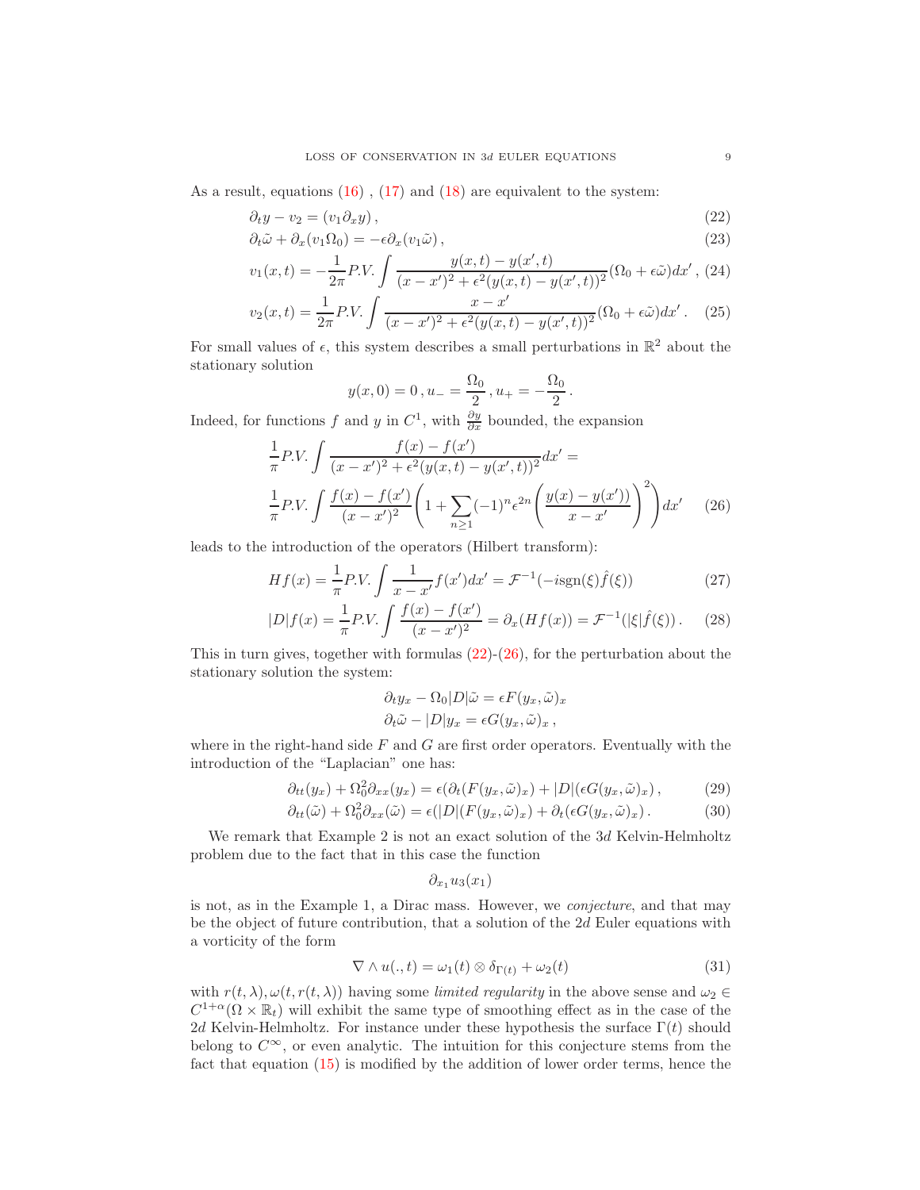As a result, equations (16) , (17) and (18) are equivalent to the system:

$$\partial_t y - v_2 = (v_1 \partial_x y)\,, \tag{22}$$

$$\partial_t \tilde{\omega} + \partial_x (v_1 \Omega_0) = -\epsilon \partial_x (v_1 \tilde{\omega})\,, \tag{23}$$

$$v_1(x,t) = -\frac{1}{2\pi} P.V. \int \frac{y(x,t) - y(x',t)}{(x-x')^2 + \epsilon^2 (y(x,t) - y(x',t))^2} (\Omega_0 + \epsilon \tilde{\omega}) dx'\,, \tag{24}$$

$$v_2(x,t) = \frac{1}{2\pi} P.V. \int \frac{x - x'}{(x-x')^2 + \epsilon^2 (y(x,t) - y(x',t))^2} (\Omega_0 + \epsilon \tilde{\omega}) dx'\,. \tag{25}$$

For small values of $\epsilon$, this system describes a small perturbations in $\mathbb{R}^2$ about the stationary solution

$$y(x,0) = 0\,, u_- = \frac{\Omega_0}{2}\,, u_+ = -\frac{\Omega_0}{2}\,.$$

Indeed, for functions $f$ and $y$ in $C^1$, with $\frac{\partial y}{\partial x}$ bounded, the expansion

$$\frac{1}{\pi} P.V. \int \frac{f(x) - f(x')}{(x-x')^2 + \epsilon^2 (y(x,t) - y(x',t))^2} dx' =$$

$$\frac{1}{\pi} P.V. \int \frac{f(x) - f(x')}{(x-x')^2} \left( 1 + \sum_{n \geq 1} (-1)^n \epsilon^{2n} \left( \frac{y(x) - y(x'))}{x - x'} \right)^2 \right) dx' \tag{26}$$

leads to the introduction of the operators (Hilbert transform):

$$Hf(x) = \frac{1}{\pi} P.V. \int \frac{1}{x - x'} f(x') dx' = \mathcal{F}^{-1}(-i\mathrm{sgn}(\xi) \hat{f}(\xi)) \tag{27}$$

$$|D| f(x) = \frac{1}{\pi} P.V. \int \frac{f(x) - f(x')}{(x-x')^2} = \partial_x (Hf(x)) = \mathcal{F}^{-1}(|\xi| \hat{f}(\xi))\,. \tag{28}$$

This in turn gives, together with formulas (22)-(26), for the perturbation about the stationary solution the system:

$$\partial_t y_x - \Omega_0 |D| \tilde{\omega} = \epsilon F(y_x, \tilde{\omega})_x$$
$$\partial_t \tilde{\omega} - |D| y_x = \epsilon G(y_x, \tilde{\omega})_x\,,$$

where in the right-hand side $F$ and $G$ are first order operators. Eventually with the introduction of the "Laplacian" one has:

$$\partial_{tt}(y_x) + \Omega_0^2 \partial_{xx}(y_x) = \epsilon (\partial_t (F(y_x, \tilde{\omega})_x) + |D|(\epsilon G(y_x, \tilde{\omega})_x)\,, \tag{29}$$

$$\partial_{tt}(\tilde{\omega}) + \Omega_0^2 \partial_{xx}(\tilde{\omega}) = \epsilon (|D|(F(y_x, \tilde{\omega})_x) + \partial_t (\epsilon G(y_x, \tilde{\omega})_x)\,. \tag{30}$$

We remark that Example 2 is not an exact solution of the $3d$ Kelvin-Helmholtz problem due to the fact that in this case the function

$$\partial_{x_1} u_3(x_1)$$

is not, as in the Example 1, a Dirac mass. However, we *conjecture*, and that may be the object of future contribution, that a solution of the $2d$ Euler equations with a vorticity of the form

$$\nabla \wedge u(.,t) = \omega_1(t) \otimes \delta_{\Gamma(t)} + \omega_2(t) \tag{31}$$

with $r(t,\lambda), \omega(t, r(t,\lambda))$ having some *limited regularity* in the above sense and $\omega_2 \in C^{1+\alpha}(\Omega \times \mathbb{R}_t)$ will exhibit the same type of smoothing effect as in the case of the $2d$ Kelvin-Helmholtz. For instance under these hypothesis the surface $\Gamma(t)$ should belong to $C^\infty$, or even analytic. The intuition for this conjecture stems from the fact that equation (15) is modified by the addition of lower order terms, hence the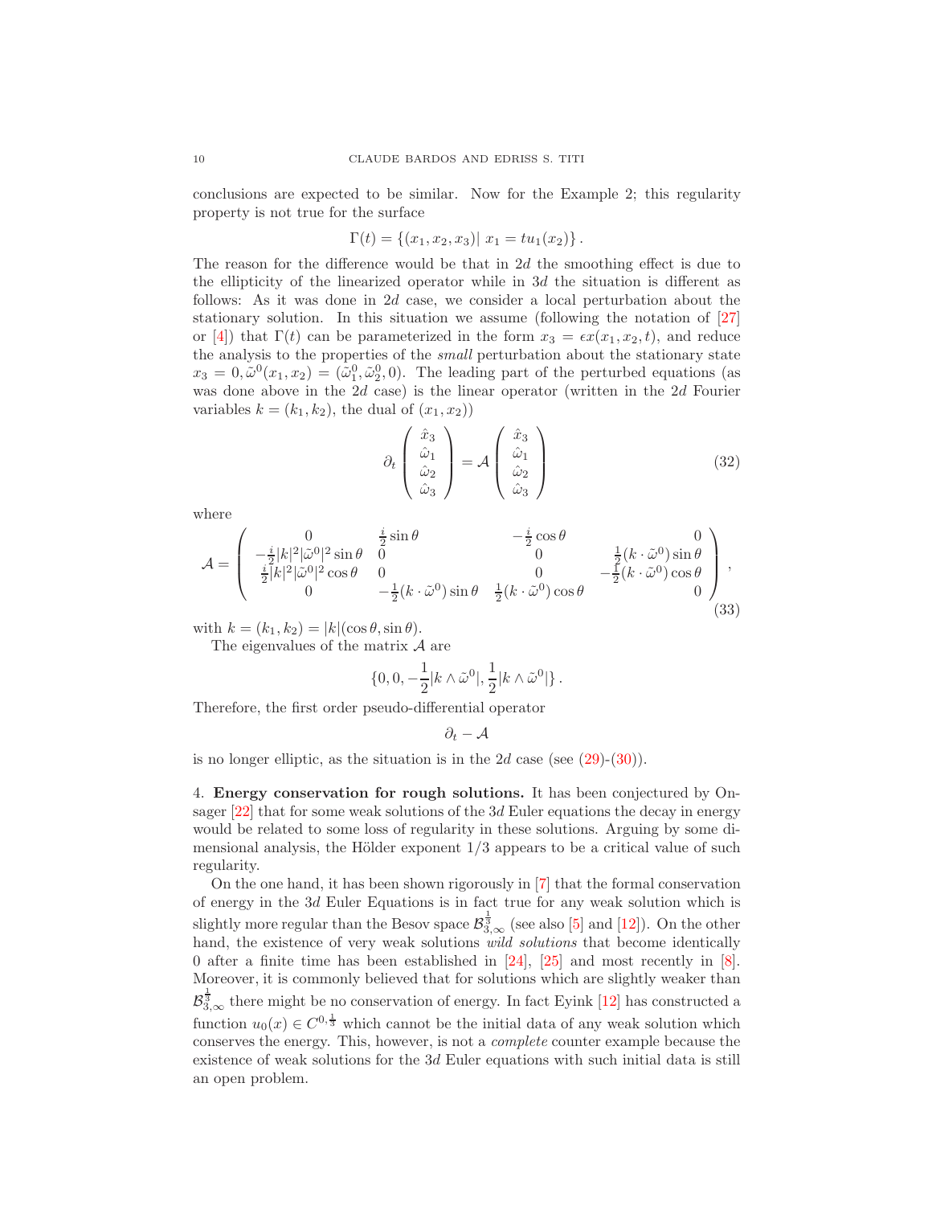conclusions are expected to be similar. Now for the Example 2; this regularity property is not true for the surface

$$\Gamma(t) = \{(x_1, x_2, x_3)|\ x_1 = tu_1(x_2)\}\,.$$

The reason for the difference would be that in $2d$ the smoothing effect is due to the ellipticity of the linearized operator while in $3d$ the situation is different as follows: As it was done in $2d$ case, we consider a local perturbation about the stationary solution. In this situation we assume (following the notation of [27] or [4]) that $\Gamma(t)$ can be parameterized in the form $x_3 = \epsilon x(x_1, x_2, t)$, and reduce the analysis to the properties of the *small* perturbation about the stationary state $x_3 = 0, \tilde{\omega}^0(x_1, x_2) = (\tilde{\omega}_1^0, \tilde{\omega}_2^0, 0)$. The leading part of the perturbed equations (as was done above in the $2d$ case) is the linear operator (written in the $2d$ Fourier variables $k = (k_1, k_2)$, the dual of $(x_1, x_2)$)

$$\partial_t \begin{pmatrix} \hat{x}_3 \\ \hat{\omega}_1 \\ \hat{\omega}_2 \\ \hat{\omega}_3 \end{pmatrix} = \mathcal{A} \begin{pmatrix} \hat{x}_3 \\ \hat{\omega}_1 \\ \hat{\omega}_2 \\ \hat{\omega}_3 \end{pmatrix} \tag{32}$$

where

$$\mathcal{A} = \begin{pmatrix} 0 & \frac{i}{2}\sin\theta & -\frac{i}{2}\cos\theta & 0 \\ -\frac{i}{2}|k|^2|\tilde{\omega}^0|^2\sin\theta & 0 & 0 & \frac{1}{2}(k\cdot\tilde{\omega}^0)\sin\theta \\ \frac{i}{2}|k|^2|\tilde{\omega}^0|^2\cos\theta & 0 & 0 & -\frac{1}{2}(k\cdot\tilde{\omega}^0)\cos\theta \\ 0 & -\frac{1}{2}(k\cdot\tilde{\omega}^0)\sin\theta & \frac{1}{2}(k\cdot\tilde{\omega}^0)\cos\theta & 0 \end{pmatrix}, \tag{33}$$

with $k = (k_1, k_2) = |k|(\cos\theta, \sin\theta)$.

The eigenvalues of the matrix $\mathcal{A}$ are

$$\{0, 0, -\frac{1}{2}|k\wedge\tilde{\omega}^0|, \frac{1}{2}|k\wedge\tilde{\omega}^0|\}\,.$$

Therefore, the first order pseudo-differential operator

$$\partial_t - \mathcal{A}$$

is no longer elliptic, as the situation is in the $2d$ case (see (29)-(30)).

4. **Energy conservation for rough solutions.** It has been conjectured by Onsager [22] that for some weak solutions of the $3d$ Euler equations the decay in energy would be related to some loss of regularity in these solutions. Arguing by some dimensional analysis, the Hölder exponent $1/3$ appears to be a critical value of such regularity.

On the one hand, it has been shown rigorously in [7] that the formal conservation of energy in the $3d$ Euler Equations is in fact true for any weak solution which is slightly more regular than the Besov space $\mathcal{B}^{\frac{1}{3}}_{3,\infty}$ (see also [5] and [12]). On the other hand, the existence of very weak solutions *wild solutions* that become identically 0 after a finite time has been established in [24], [25] and most recently in [8]. Moreover, it is commonly believed that for solutions which are slightly weaker than $\mathcal{B}^{\frac{1}{3}}_{3,\infty}$ there might be no conservation of energy. In fact Eyink [12] has constructed a function $u_0(x) \in C^{0,\frac{1}{3}}$ which cannot be the initial data of any weak solution which conserves the energy. This, however, is not a *complete* counter example because the existence of weak solutions for the $3d$ Euler equations with such initial data is still an open problem.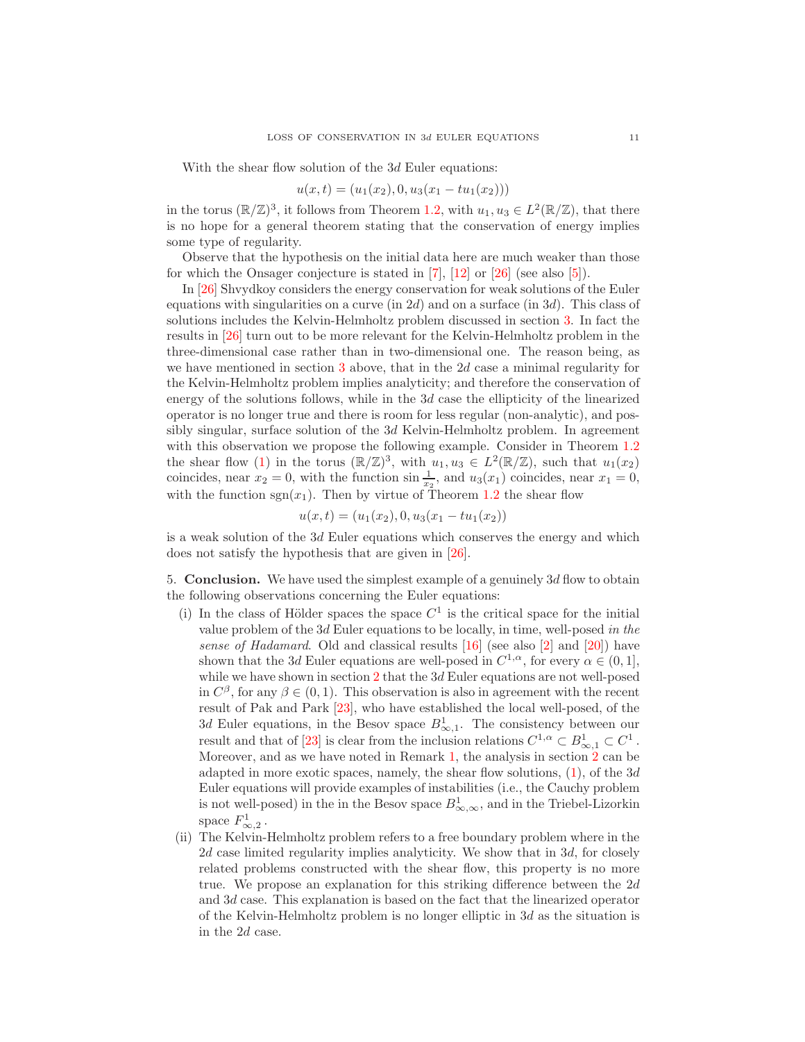With the shear flow solution of the $3d$ Euler equations:

$$u(x,t) = (u_1(x_2), 0, u_3(x_1 - tu_1(x_2)))$$

in the torus $(\mathbb{R}/\mathbb{Z})^3$, it follows from Theorem 1.2, with $u_1, u_3 \in L^2(\mathbb{R}/\mathbb{Z})$, that there is no hope for a general theorem stating that the conservation of energy implies some type of regularity.

Observe that the hypothesis on the initial data here are much weaker than those for which the Onsager conjecture is stated in [7], [12] or [26] (see also [5]).

In [26] Shvydkoy considers the energy conservation for weak solutions of the Euler equations with singularities on a curve (in $2d$) and on a surface (in $3d$). This class of solutions includes the Kelvin-Helmholtz problem discussed in section 3. In fact the results in [26] turn out to be more relevant for the Kelvin-Helmholtz problem in the three-dimensional case rather than in two-dimensional one. The reason being, as we have mentioned in section 3 above, that in the $2d$ case a minimal regularity for the Kelvin-Helmholtz problem implies analyticity; and therefore the conservation of energy of the solutions follows, while in the $3d$ case the ellipticity of the linearized operator is no longer true and there is room for less regular (non-analytic), and possibly singular, surface solution of the $3d$ Kelvin-Helmholtz problem. In agreement with this observation we propose the following example. Consider in Theorem 1.2 the shear flow (1) in the torus $(\mathbb{R}/\mathbb{Z})^3$, with $u_1, u_3 \in L^2(\mathbb{R}/\mathbb{Z})$, such that $u_1(x_2)$ coincides, near $x_2 = 0$, with the function $\sin \frac{1}{x_2}$, and $u_3(x_1)$ coincides, near $x_1 = 0$, with the function $\operatorname{sgn}(x_1)$. Then by virtue of Theorem 1.2 the shear flow

$$u(x,t) = (u_1(x_2), 0, u_3(x_1 - tu_1(x_2))$$

is a weak solution of the $3d$ Euler equations which conserves the energy and which does not satisfy the hypothesis that are given in [26].

5. **Conclusion.** We have used the simplest example of a genuinely $3d$ flow to obtain the following observations concerning the Euler equations:

(i) In the class of Hölder spaces the space $C^1$ is the critical space for the initial value problem of the $3d$ Euler equations to be locally, in time, well-posed *in the sense of Hadamard*. Old and classical results [16] (see also [2] and [20]) have shown that the $3d$ Euler equations are well-posed in $C^{1,\alpha}$, for every $\alpha \in (0,1]$, while we have shown in section 2 that the $3d$ Euler equations are not well-posed in $C^\beta$, for any $\beta \in (0,1)$. This observation is also in agreement with the recent result of Pak and Park [23], who have established the local well-posed, of the $3d$ Euler equations, in the Besov space $B^1_{\infty,1}$. The consistency between our result and that of [23] is clear from the inclusion relations $C^{1,\alpha} \subset B^1_{\infty,1} \subset C^1$. Moreover, and as we have noted in Remark 1, the analysis in section 2 can be adapted in more exotic spaces, namely, the shear flow solutions, (1), of the $3d$ Euler equations will provide examples of instabilities (i.e., the Cauchy problem is not well-posed) in the in the Besov space $B^1_{\infty,\infty}$, and in the Triebel-Lizorkin space $F^1_{\infty,2}$.

(ii) The Kelvin-Helmholtz problem refers to a free boundary problem where in the $2d$ case limited regularity implies analyticity. We show that in $3d$, for closely related problems constructed with the shear flow, this property is no more true. We propose an explanation for this striking difference between the $2d$ and $3d$ case. This explanation is based on the fact that the linearized operator of the Kelvin-Helmholtz problem is no longer elliptic in $3d$ as the situation is in the $2d$ case.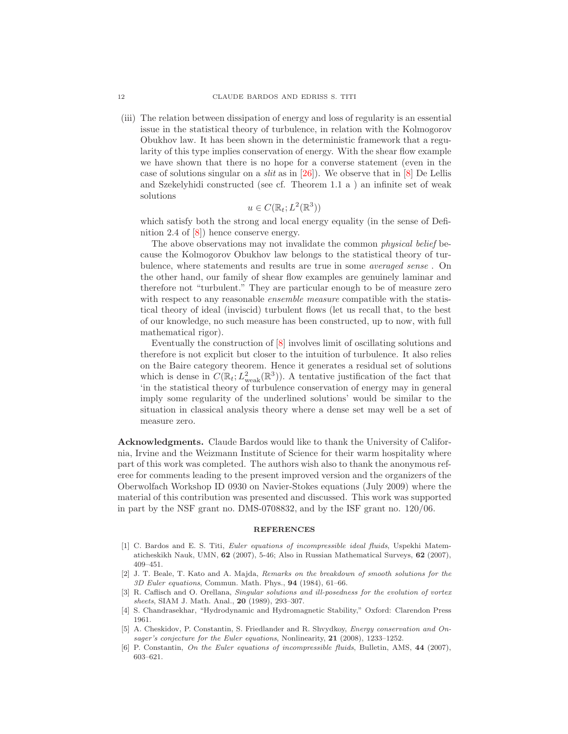(iii) The relation between dissipation of energy and loss of regularity is an essential issue in the statistical theory of turbulence, in relation with the Kolmogorov Obukhov law. It has been shown in the deterministic framework that a regularity of this type implies conservation of energy. With the shear flow example we have shown that there is no hope for a converse statement (even in the case of solutions singular on a *slit* as in [26]). We observe that in [8] De Lellis and Szekelyhidi constructed (see cf. Theorem 1.1 a ) an infinite set of weak solutions

$$u \in C(\mathbb{R}_t; L^2(\mathbb{R}^3))$$

which satisfy both the strong and local energy equality (in the sense of Definition 2.4 of [8]) hence conserve energy.

The above observations may not invalidate the common *physical belief* because the Kolmogorov Obukhov law belongs to the statistical theory of turbulence, where statements and results are true in some *averaged sense* . On the other hand, our family of shear flow examples are genuinely laminar and therefore not "turbulent." They are particular enough to be of measure zero with respect to any reasonable *ensemble measure* compatible with the statistical theory of ideal (inviscid) turbulent flows (let us recall that, to the best of our knowledge, no such measure has been constructed, up to now, with full mathematical rigor).

Eventually the construction of [8] involves limit of oscillating solutions and therefore is not explicit but closer to the intuition of turbulence. It also relies on the Baire category theorem. Hence it generates a residual set of solutions which is dense in $C(\mathbb{R}_t; L^2_{\text{weak}}(\mathbb{R}^3))$. A tentative justification of the fact that 'in the statistical theory of turbulence conservation of energy may in general imply some regularity of the underlined solutions' would be similar to the situation in classical analysis theory where a dense set may well be a set of measure zero.

**Acknowledgments.** Claude Bardos would like to thank the University of California, Irvine and the Weizmann Institute of Science for their warm hospitality where part of this work was completed. The authors wish also to thank the anonymous referee for comments leading to the present improved version and the organizers of the Oberwolfach Workshop ID 0930 on Navier-Stokes equations (July 2009) where the material of this contribution was presented and discussed. This work was supported in part by the NSF grant no. DMS-0708832, and by the ISF grant no. 120/06.

## REFERENCES

[1] C. Bardos and E. S. Titi, *Euler equations of incompressible ideal fluids*, Uspekhi Matematicheskikh Nauk, UMN, **62** (2007), 5-46; Also in Russian Mathematical Surveys, **62** (2007), 409–451.

[2] J. T. Beale, T. Kato and A. Majda, *Remarks on the breakdown of smooth solutions for the 3D Euler equations*, Commun. Math. Phys., **94** (1984), 61–66.

[3] R. Caflisch and O. Orellana, *Singular solutions and ill-posedness for the evolution of vortex sheets*, SIAM J. Math. Anal., **20** (1989), 293–307.

[4] S. Chandrasekhar, "Hydrodynamic and Hydromagnetic Stability," Oxford: Clarendon Press 1961.

[5] A. Cheskidov, P. Constantin, S. Friedlander and R. Shvydkoy, *Energy conservation and Onsager's conjecture for the Euler equations*, Nonlinearity, **21** (2008), 1233–1252.

[6] P. Constantin, *On the Euler equations of incompressible fluids*, Bulletin, AMS, **44** (2007), 603–621.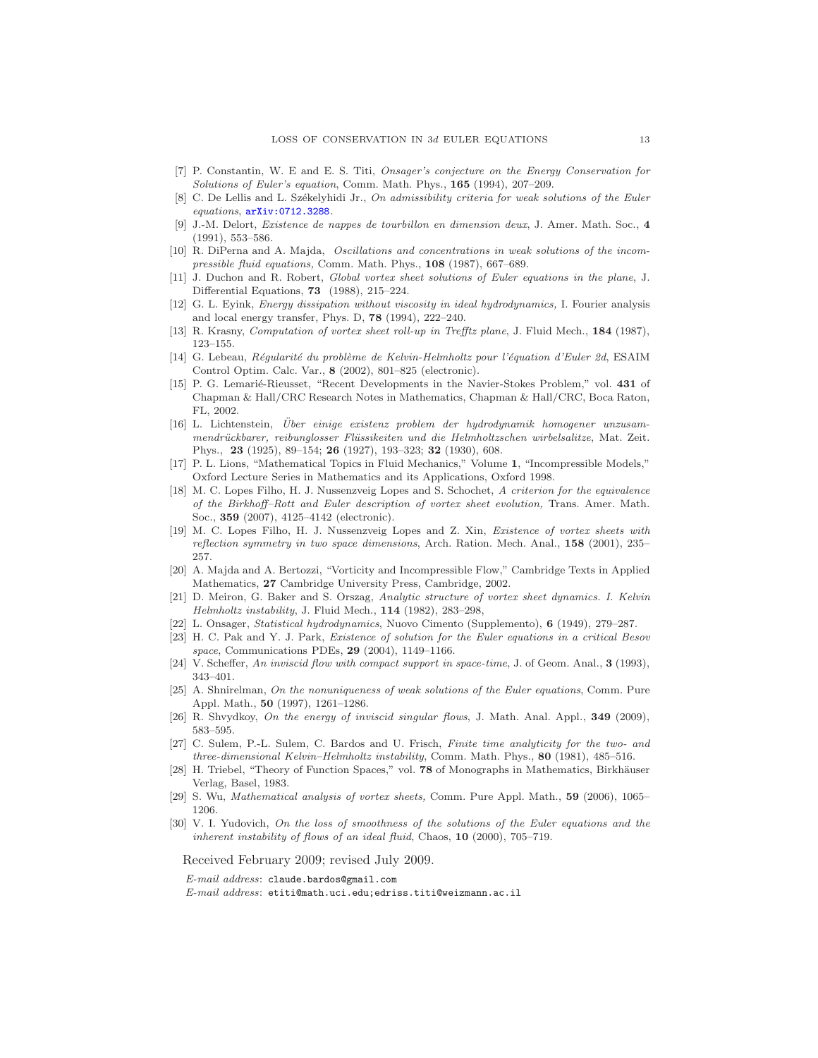[7] P. Constantin, W. E and E. S. Titi, *Onsager's conjecture on the Energy Conservation for Solutions of Euler's equation*, Comm. Math. Phys., **165** (1994), 207–209.

[8] C. De Lellis and L. Székelyhidi Jr., *On admissibility criteria for weak solutions of the Euler equations*, arXiv:0712.3288.

[9] J.-M. Delort, *Existence de nappes de tourbillon en dimension deux*, J. Amer. Math. Soc., **4** (1991), 553–586.

[10] R. DiPerna and A. Majda, *Oscillations and concentrations in weak solutions of the incompressible fluid equations,* Comm. Math. Phys., **108** (1987), 667–689.

[11] J. Duchon and R. Robert, *Global vortex sheet solutions of Euler equations in the plane*, J. Differential Equations, **73** (1988), 215–224.

[12] G. L. Eyink, *Energy dissipation without viscosity in ideal hydrodynamics,* I. Fourier analysis and local energy transfer, Phys. D, **78** (1994), 222–240.

[13] R. Krasny, *Computation of vortex sheet roll-up in Trefftz plane*, J. Fluid Mech., **184** (1987), 123–155.

[14] G. Lebeau, *Régularité du problème de Kelvin-Helmholtz pour l'équation d'Euler 2d*, ESAIM Control Optim. Calc. Var., **8** (2002), 801–825 (electronic).

[15] P. G. Lemarié-Rieusset, "Recent Developments in the Navier-Stokes Problem," vol. **431** of Chapman & Hall/CRC Research Notes in Mathematics, Chapman & Hall/CRC, Boca Raton, FL, 2002.

[16] L. Lichtenstein, *Über einige existenz problem der hydrodynamik homogener unzusammendrückbarer, reibunglosser Flüssikeiten und die Helmholtzschen wirbelsalitze*, Mat. Zeit. Phys., **23** (1925), 89–154; **26** (1927), 193–323; **32** (1930), 608.

[17] P. L. Lions, "Mathematical Topics in Fluid Mechanics," Volume **1**, "Incompressible Models," Oxford Lecture Series in Mathematics and its Applications, Oxford 1998.

[18] M. C. Lopes Filho, H. J. Nussenzveig Lopes and S. Schochet, *A criterion for the equivalence of the Birkhoff–Rott and Euler description of vortex sheet evolution,* Trans. Amer. Math. Soc., **359** (2007), 4125–4142 (electronic).

[19] M. C. Lopes Filho, H. J. Nussenzveig Lopes and Z. Xin, *Existence of vortex sheets with reflection symmetry in two space dimensions*, Arch. Ration. Mech. Anal., **158** (2001), 235–257.

[20] A. Majda and A. Bertozzi, "Vorticity and Incompressible Flow," Cambridge Texts in Applied Mathematics, **27** Cambridge University Press, Cambridge, 2002.

[21] D. Meiron, G. Baker and S. Orszag, *Analytic structure of vortex sheet dynamics. I. Kelvin Helmholtz instability*, J. Fluid Mech., **114** (1982), 283–298,

[22] L. Onsager, *Statistical hydrodynamics*, Nuovo Cimento (Supplemento), **6** (1949), 279–287.

[23] H. C. Pak and Y. J. Park, *Existence of solution for the Euler equations in a critical Besov space*, Communications PDEs, **29** (2004), 1149–1166.

[24] V. Scheffer, *An inviscid flow with compact support in space-time*, J. of Geom. Anal., **3** (1993), 343–401.

[25] A. Shnirelman, *On the nonuniqueness of weak solutions of the Euler equations*, Comm. Pure Appl. Math., **50** (1997), 1261–1286.

[26] R. Shvydkoy, *On the energy of inviscid singular flows*, J. Math. Anal. Appl., **349** (2009), 583–595.

[27] C. Sulem, P.-L. Sulem, C. Bardos and U. Frisch, *Finite time analyticity for the two- and three-dimensional Kelvin–Helmholtz instability*, Comm. Math. Phys., **80** (1981), 485–516.

[28] H. Triebel, "Theory of Function Spaces," vol. **78** of Monographs in Mathematics, Birkhäuser Verlag, Basel, 1983.

[29] S. Wu, *Mathematical analysis of vortex sheets,* Comm. Pure Appl. Math., **59** (2006), 1065–1206.

[30] V. I. Yudovich, *On the loss of smoothness of the solutions of the Euler equations and the inherent instability of flows of an ideal fluid*, Chaos, **10** (2000), 705–719.

Received February 2009; revised July 2009.

*E-mail address*: claude.bardos@gmail.com

*E-mail address*: etiti@math.uci.edu;edriss.titi@weizmann.ac.il